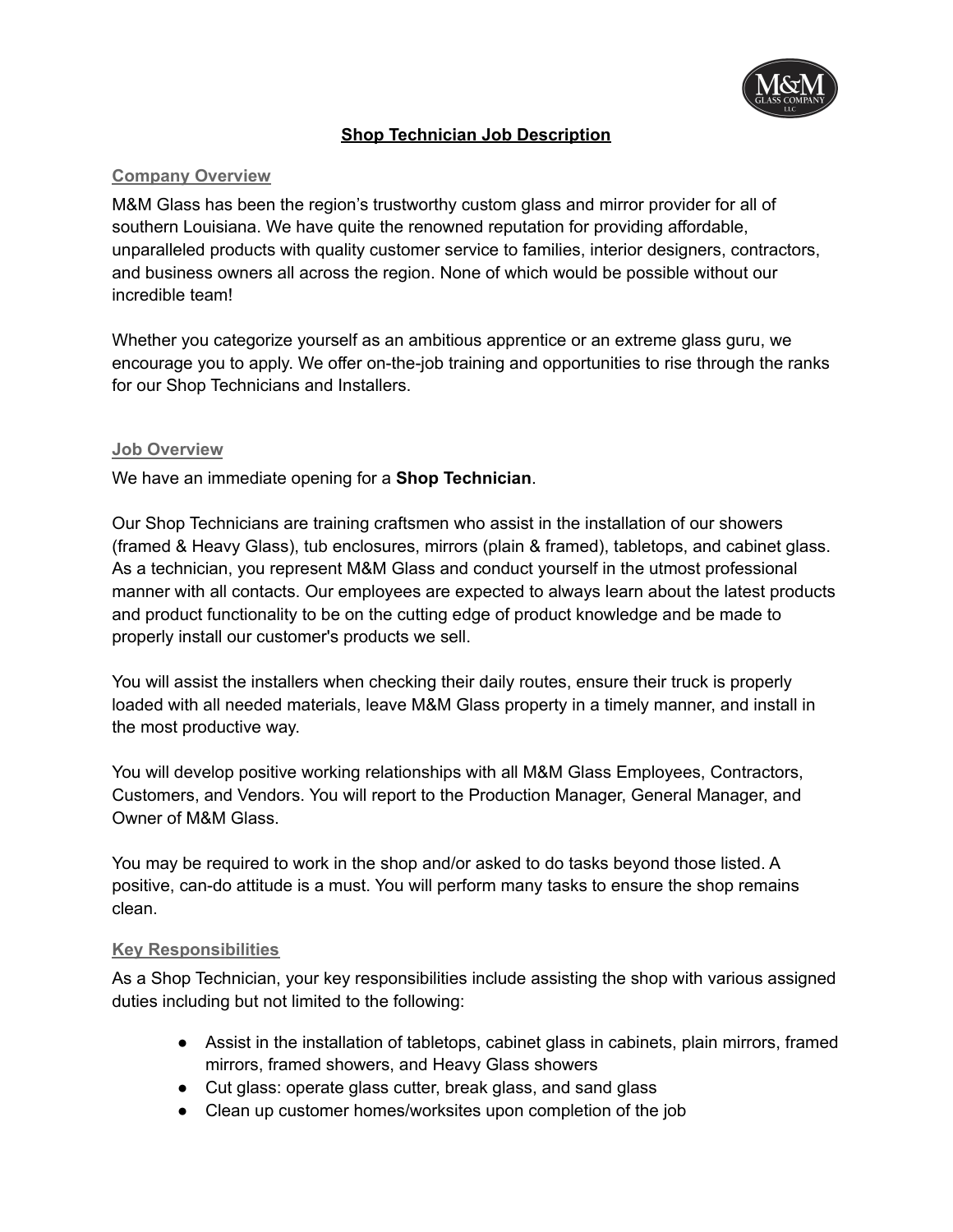# Shop Technician Job Description

## Company Overview

M&M Glass has been the region's trustworthy custom glass and mirror provider for all of southern Louisiana. We have quite the renowned reputation for providing affordable, unparalleled products with quality customer service to families, interior designers, contractors, and business owners all across the region. None of which would be possible without our incredible team!

Whether you categorize yourself as an ambitious apprentice or an extreme glass guru, we encourage you to apply. We offer on-the-job training and opportunities to rise through the ranks for our Shop Technicians and Installers.

## Job Overview

We have an immediate opening for a **Shop Technician**.

Our Shop Technicians are training craftsmen who assist in the installation of our showers (framed & Heavy Glass), tub enclosures, mirrors (plain & framed), tabletops, and cabinet glass. As a technician, you represent M&M Glass and conduct yourself in the utmost professional manner with all contacts. Our employees are expected to always learn about the latest products and product functionality to be on the cutting edge of product knowledge and be made to properly install our customer's products we sell.

You will assist the installers when checking their daily routes, ensure their truck is properly loaded with all needed materials, leave M&M Glass property in a timely manner, and install in the most productive way.

You will develop positive working relationships with all M&M Glass Employees, Contractors, Customers, and Vendors. You will report to the Production Manager, General Manager, and Owner of M&M Glass.

You may be required to work in the shop and/or asked to do tasks beyond those listed. A positive, can-do attitude is a must. You will perform many tasks to ensure the shop remains clean.

## Key Responsibilities

As a Shop Technician, your key responsibilities include assisting the shop with various assigned duties including but not limited to the following:

- Assist in the installation of tabletops, cabinet glass in cabinets, plain mirrors, framed mirrors, framed showers, and Heavy Glass showers
- Cut glass: operate glass cutter, break glass, and sand glass
- Clean up customer homes/worksites upon completion of the job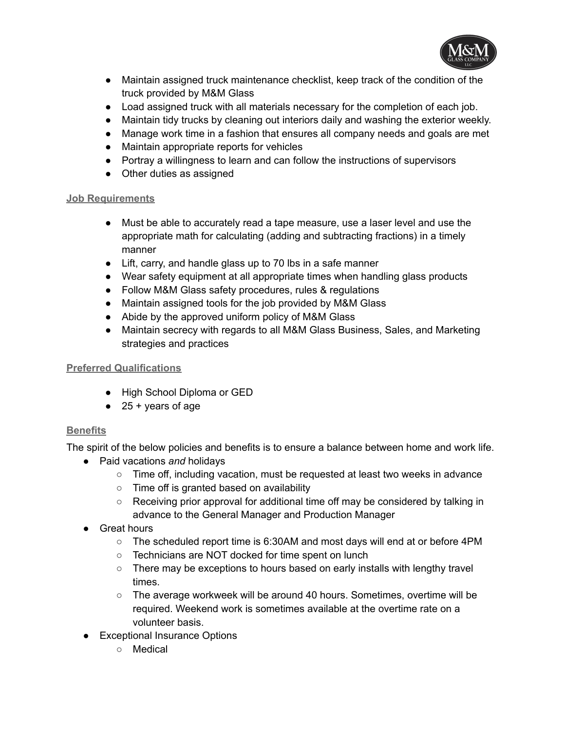- Maintain assigned truck maintenance checklist, keep track of the condition of the truck provided by M&M Glass
- Load assigned truck with all materials necessary for the completion of each job.
- Maintain tidy trucks by cleaning out interiors daily and washing the exterior weekly.
- Manage work time in a fashion that ensures all company needs and goals are met
- Maintain appropriate reports for vehicles
- Portray a willingness to learn and can follow the instructions of supervisors
- Other duties as assigned

## Job Requirements

- Must be able to accurately read a tape measure, use a laser level and use the appropriate math for calculating (adding and subtracting fractions) in a timely manner
- Lift, carry, and handle glass up to 70 lbs in a safe manner
- Wear safety equipment at all appropriate times when handling glass products
- Follow M&M Glass safety procedures, rules & regulations
- Maintain assigned tools for the job provided by M&M Glass
- Abide by the approved uniform policy of M&M Glass
- Maintain secrecy with regards to all M&M Glass Business, Sales, and Marketing strategies and practices

## Preferred Qualifications

- High School Diploma or GED
- 25 + years of age

## Benefits

The spirit of the below policies and benefits is to ensure a balance between home and work life.

- Paid vacations *and* holidays
  - Time off, including vacation, must be requested at least two weeks in advance
  - Time off is granted based on availability
  - Receiving prior approval for additional time off may be considered by talking in advance to the General Manager and Production Manager
- Great hours
  - The scheduled report time is 6:30AM and most days will end at or before 4PM
  - Technicians are NOT docked for time spent on lunch
  - There may be exceptions to hours based on early installs with lengthy travel times.
  - The average workweek will be around 40 hours. Sometimes, overtime will be required. Weekend work is sometimes available at the overtime rate on a volunteer basis.
- Exceptional Insurance Options
  - Medical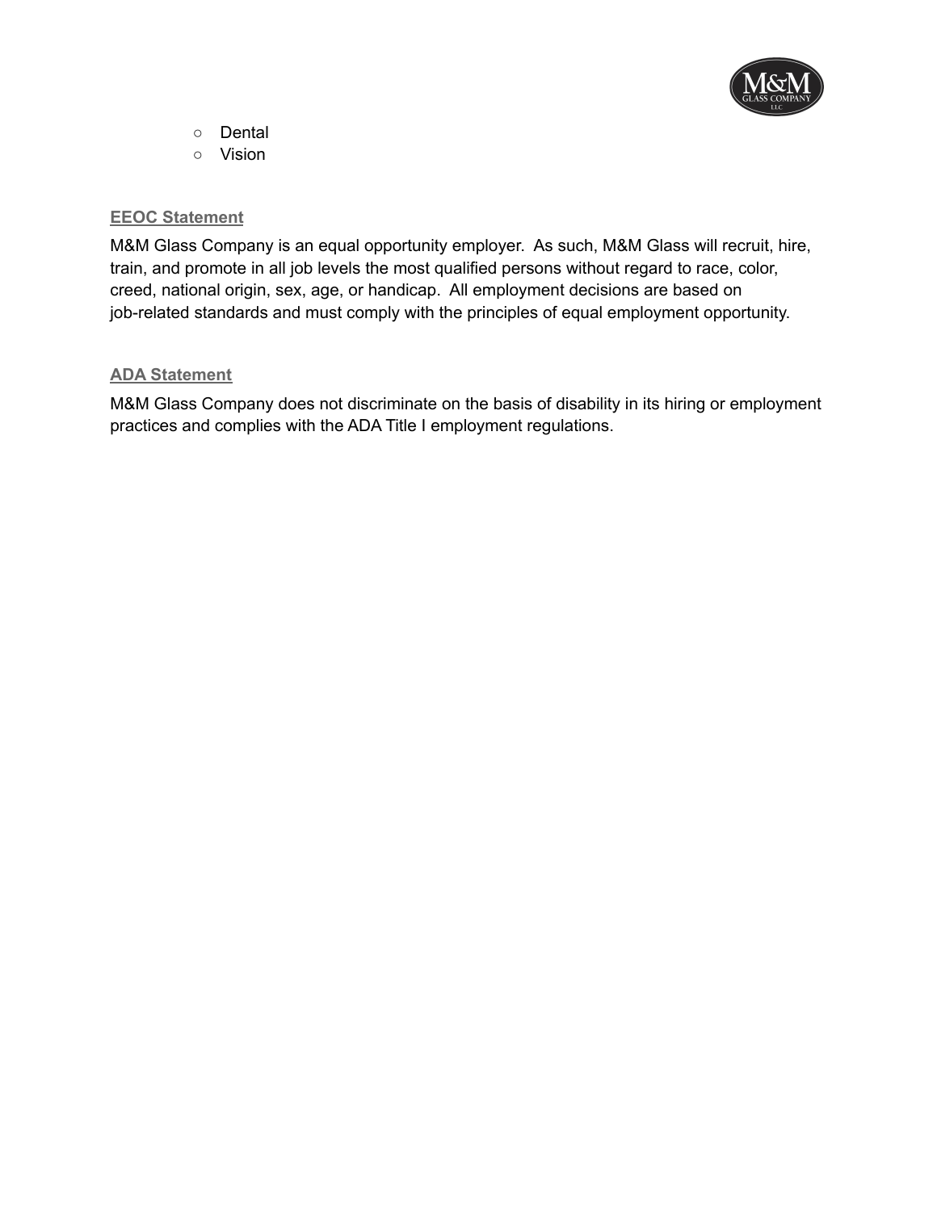- Dental
- Vision

## EEOC Statement

M&M Glass Company is an equal opportunity employer. As such, M&M Glass will recruit, hire, train, and promote in all job levels the most qualified persons without regard to race, color, creed, national origin, sex, age, or handicap. All employment decisions are based on job-related standards and must comply with the principles of equal employment opportunity.

## ADA Statement

M&M Glass Company does not discriminate on the basis of disability in its hiring or employment practices and complies with the ADA Title I employment regulations.